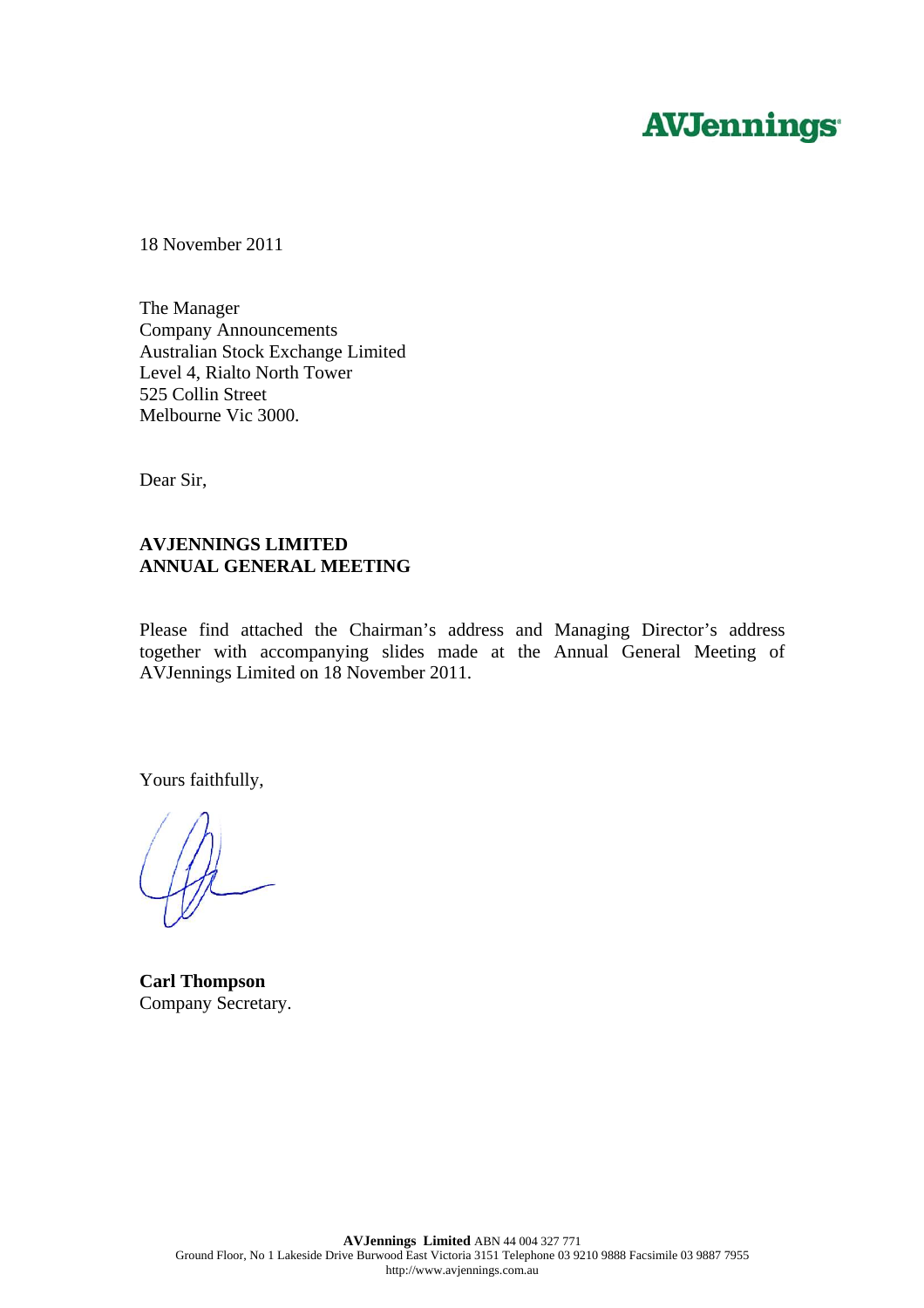AVJennings

18 November 2011

The Manager
Company Announcements
Australian Stock Exchange Limited
Level 4, Rialto North Tower
525 Collin Street
Melbourne Vic 3000.

Dear Sir,

**AVJENNINGS LIMITED**
**ANNUAL GENERAL MEETING**

Please find attached the Chairman's address and Managing Director's address together with accompanying slides made at the Annual General Meeting of AVJennings Limited on 18 November 2011.

Yours faithfully,

**Carl Thompson**
Company Secretary.

**AVJennings Limited** ABN 44 004 327 771
Ground Floor, No 1 Lakeside Drive Burwood East Victoria 3151 Telephone 03 9210 9888 Facsimile 03 9887 7955
http://www.avjennings.com.au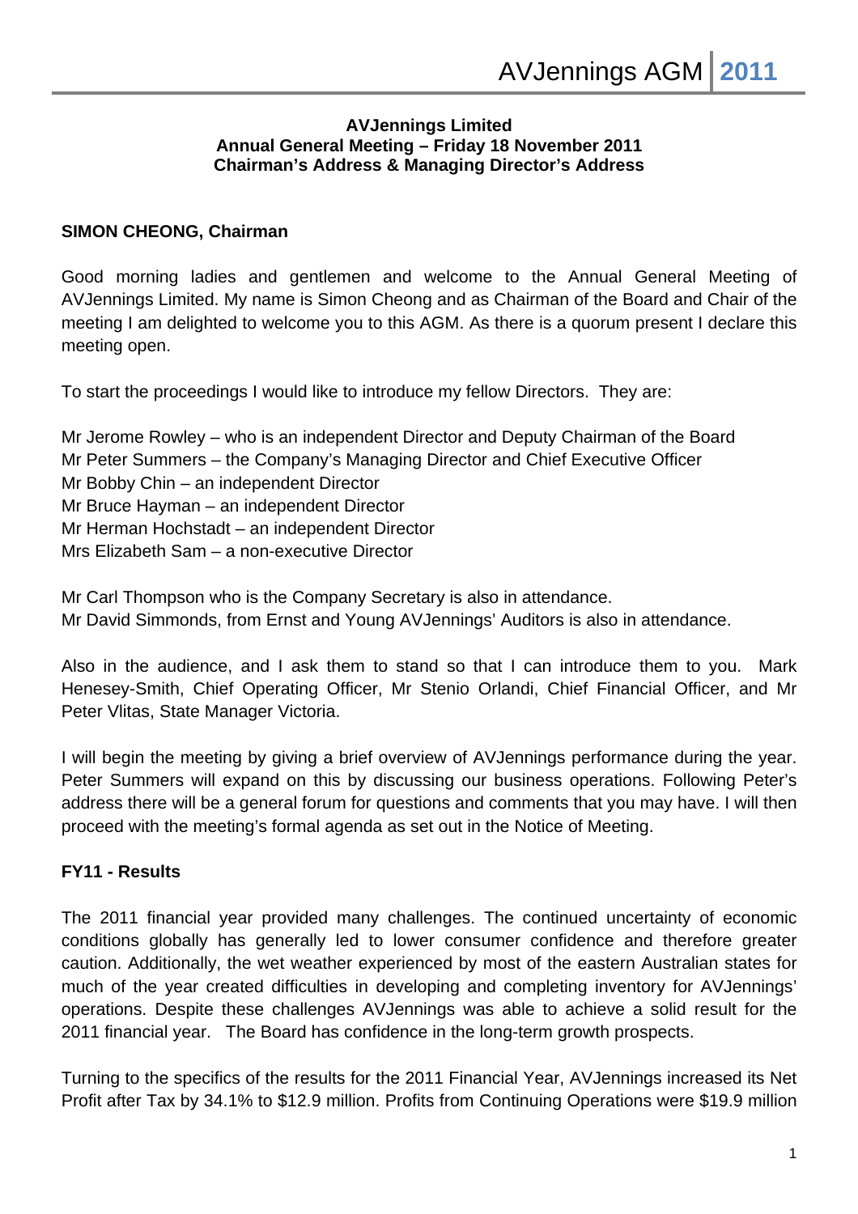**AVJennings Limited**
**Annual General Meeting – Friday 18 November 2011**
**Chairman's Address & Managing Director's Address**

**SIMON CHEONG, Chairman**

Good morning ladies and gentlemen and welcome to the Annual General Meeting of AVJennings Limited. My name is Simon Cheong and as Chairman of the Board and Chair of the meeting I am delighted to welcome you to this AGM. As there is a quorum present I declare this meeting open.

To start the proceedings I would like to introduce my fellow Directors. They are:

Mr Jerome Rowley – who is an independent Director and Deputy Chairman of the Board
Mr Peter Summers – the Company's Managing Director and Chief Executive Officer
Mr Bobby Chin – an independent Director
Mr Bruce Hayman – an independent Director
Mr Herman Hochstadt – an independent Director
Mrs Elizabeth Sam – a non-executive Director

Mr Carl Thompson who is the Company Secretary is also in attendance.
Mr David Simmonds, from Ernst and Young AVJennings' Auditors is also in attendance.

Also in the audience, and I ask them to stand so that I can introduce them to you. Mark Henesey-Smith, Chief Operating Officer, Mr Stenio Orlandi, Chief Financial Officer, and Mr Peter Vlitas, State Manager Victoria.

I will begin the meeting by giving a brief overview of AVJennings performance during the year. Peter Summers will expand on this by discussing our business operations. Following Peter's address there will be a general forum for questions and comments that you may have. I will then proceed with the meeting's formal agenda as set out in the Notice of Meeting.

**FY11 - Results**

The 2011 financial year provided many challenges. The continued uncertainty of economic conditions globally has generally led to lower consumer confidence and therefore greater caution. Additionally, the wet weather experienced by most of the eastern Australian states for much of the year created difficulties in developing and completing inventory for AVJennings' operations. Despite these challenges AVJennings was able to achieve a solid result for the 2011 financial year. The Board has confidence in the long-term growth prospects.

Turning to the specifics of the results for the 2011 Financial Year, AVJennings increased its Net Profit after Tax by 34.1% to \$12.9 million. Profits from Continuing Operations were \$19.9 million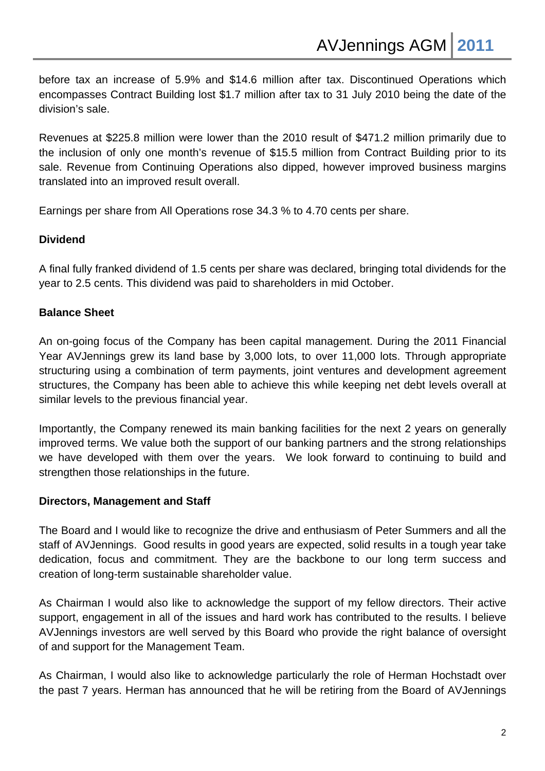before tax an increase of 5.9% and $14.6 million after tax. Discontinued Operations which encompasses Contract Building lost $1.7 million after tax to 31 July 2010 being the date of the division's sale.

Revenues at $225.8 million were lower than the 2010 result of $471.2 million primarily due to the inclusion of only one month's revenue of $15.5 million from Contract Building prior to its sale. Revenue from Continuing Operations also dipped, however improved business margins translated into an improved result overall.

Earnings per share from All Operations rose 34.3 % to 4.70 cents per share.

**Dividend**

A final fully franked dividend of 1.5 cents per share was declared, bringing total dividends for the year to 2.5 cents. This dividend was paid to shareholders in mid October.

**Balance Sheet**

An on-going focus of the Company has been capital management. During the 2011 Financial Year AVJennings grew its land base by 3,000 lots, to over 11,000 lots. Through appropriate structuring using a combination of term payments, joint ventures and development agreement structures, the Company has been able to achieve this while keeping net debt levels overall at similar levels to the previous financial year.

Importantly, the Company renewed its main banking facilities for the next 2 years on generally improved terms. We value both the support of our banking partners and the strong relationships we have developed with them over the years. We look forward to continuing to build and strengthen those relationships in the future.

**Directors, Management and Staff**

The Board and I would like to recognize the drive and enthusiasm of Peter Summers and all the staff of AVJennings. Good results in good years are expected, solid results in a tough year take dedication, focus and commitment. They are the backbone to our long term success and creation of long-term sustainable shareholder value.

As Chairman I would also like to acknowledge the support of my fellow directors. Their active support, engagement in all of the issues and hard work has contributed to the results. I believe AVJennings investors are well served by this Board who provide the right balance of oversight of and support for the Management Team.

As Chairman, I would also like to acknowledge particularly the role of Herman Hochstadt over the past 7 years. Herman has announced that he will be retiring from the Board of AVJennings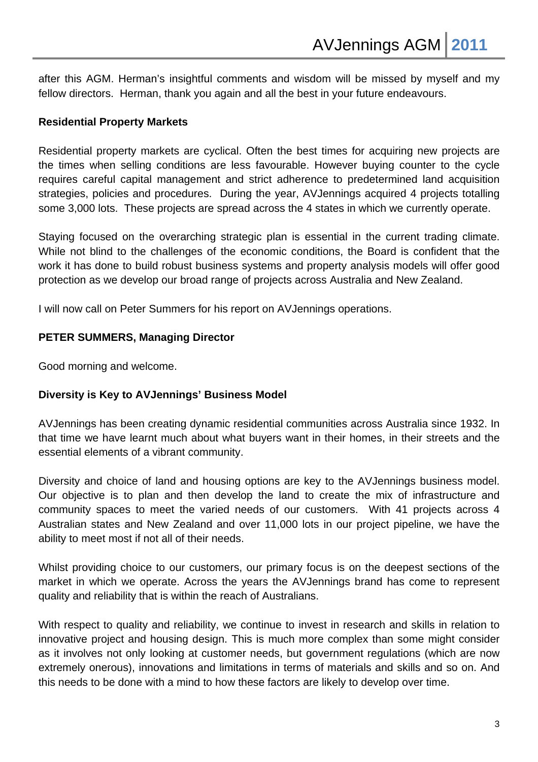after this AGM. Herman's insightful comments and wisdom will be missed by myself and my fellow directors. Herman, thank you again and all the best in your future endeavours.

**Residential Property Markets**

Residential property markets are cyclical. Often the best times for acquiring new projects are the times when selling conditions are less favourable. However buying counter to the cycle requires careful capital management and strict adherence to predetermined land acquisition strategies, policies and procedures. During the year, AVJennings acquired 4 projects totalling some 3,000 lots. These projects are spread across the 4 states in which we currently operate.

Staying focused on the overarching strategic plan is essential in the current trading climate. While not blind to the challenges of the economic conditions, the Board is confident that the work it has done to build robust business systems and property analysis models will offer good protection as we develop our broad range of projects across Australia and New Zealand.

I will now call on Peter Summers for his report on AVJennings operations.

**PETER SUMMERS, Managing Director**

Good morning and welcome.

**Diversity is Key to AVJennings' Business Model**

AVJennings has been creating dynamic residential communities across Australia since 1932. In that time we have learnt much about what buyers want in their homes, in their streets and the essential elements of a vibrant community.

Diversity and choice of land and housing options are key to the AVJennings business model. Our objective is to plan and then develop the land to create the mix of infrastructure and community spaces to meet the varied needs of our customers. With 41 projects across 4 Australian states and New Zealand and over 11,000 lots in our project pipeline, we have the ability to meet most if not all of their needs.

Whilst providing choice to our customers, our primary focus is on the deepest sections of the market in which we operate. Across the years the AVJennings brand has come to represent quality and reliability that is within the reach of Australians.

With respect to quality and reliability, we continue to invest in research and skills in relation to innovative project and housing design. This is much more complex than some might consider as it involves not only looking at customer needs, but government regulations (which are now extremely onerous), innovations and limitations in terms of materials and skills and so on. And this needs to be done with a mind to how these factors are likely to develop over time.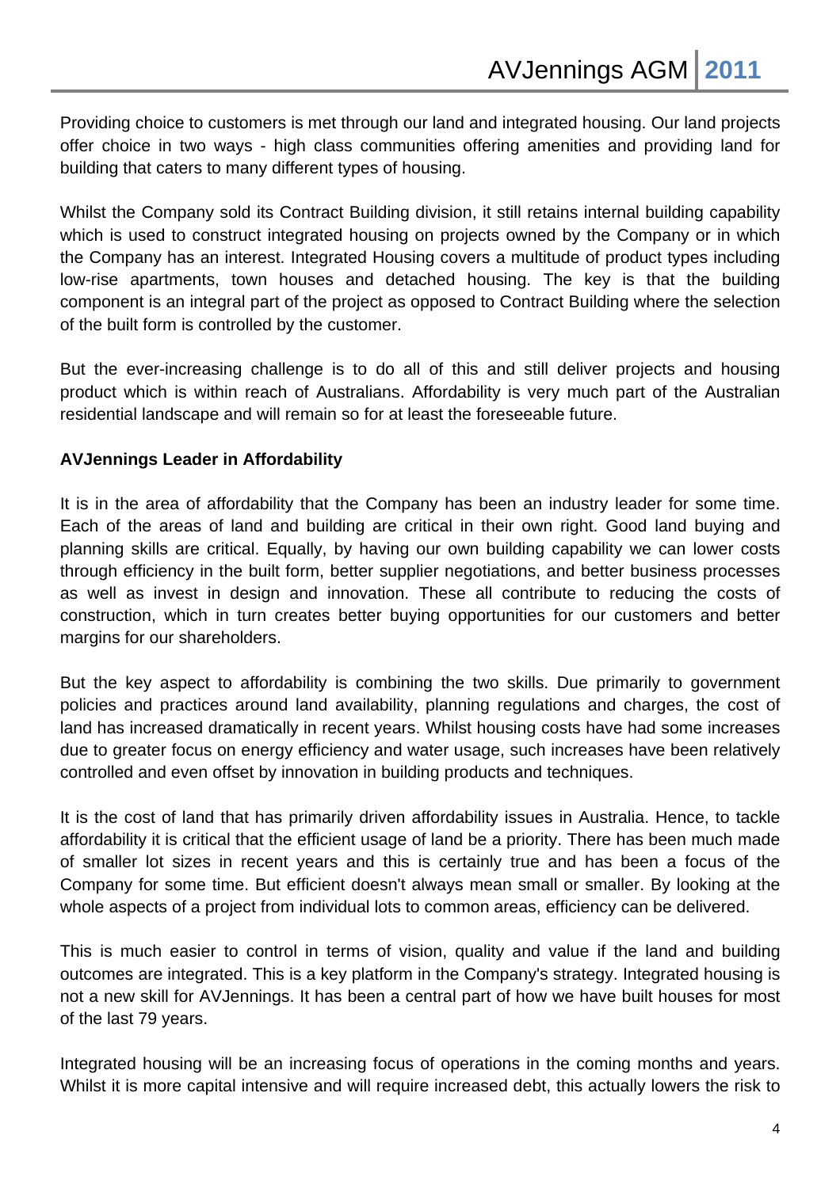Providing choice to customers is met through our land and integrated housing. Our land projects offer choice in two ways - high class communities offering amenities and providing land for building that caters to many different types of housing.

Whilst the Company sold its Contract Building division, it still retains internal building capability which is used to construct integrated housing on projects owned by the Company or in which the Company has an interest. Integrated Housing covers a multitude of product types including low-rise apartments, town houses and detached housing. The key is that the building component is an integral part of the project as opposed to Contract Building where the selection of the built form is controlled by the customer.

But the ever-increasing challenge is to do all of this and still deliver projects and housing product which is within reach of Australians. Affordability is very much part of the Australian residential landscape and will remain so for at least the foreseeable future.

**AVJennings Leader in Affordability**

It is in the area of affordability that the Company has been an industry leader for some time. Each of the areas of land and building are critical in their own right. Good land buying and planning skills are critical. Equally, by having our own building capability we can lower costs through efficiency in the built form, better supplier negotiations, and better business processes as well as invest in design and innovation. These all contribute to reducing the costs of construction, which in turn creates better buying opportunities for our customers and better margins for our shareholders.

But the key aspect to affordability is combining the two skills. Due primarily to government policies and practices around land availability, planning regulations and charges, the cost of land has increased dramatically in recent years. Whilst housing costs have had some increases due to greater focus on energy efficiency and water usage, such increases have been relatively controlled and even offset by innovation in building products and techniques.

It is the cost of land that has primarily driven affordability issues in Australia. Hence, to tackle affordability it is critical that the efficient usage of land be a priority. There has been much made of smaller lot sizes in recent years and this is certainly true and has been a focus of the Company for some time. But efficient doesn't always mean small or smaller. By looking at the whole aspects of a project from individual lots to common areas, efficiency can be delivered.

This is much easier to control in terms of vision, quality and value if the land and building outcomes are integrated. This is a key platform in the Company's strategy. Integrated housing is not a new skill for AVJennings. It has been a central part of how we have built houses for most of the last 79 years.

Integrated housing will be an increasing focus of operations in the coming months and years. Whilst it is more capital intensive and will require increased debt, this actually lowers the risk to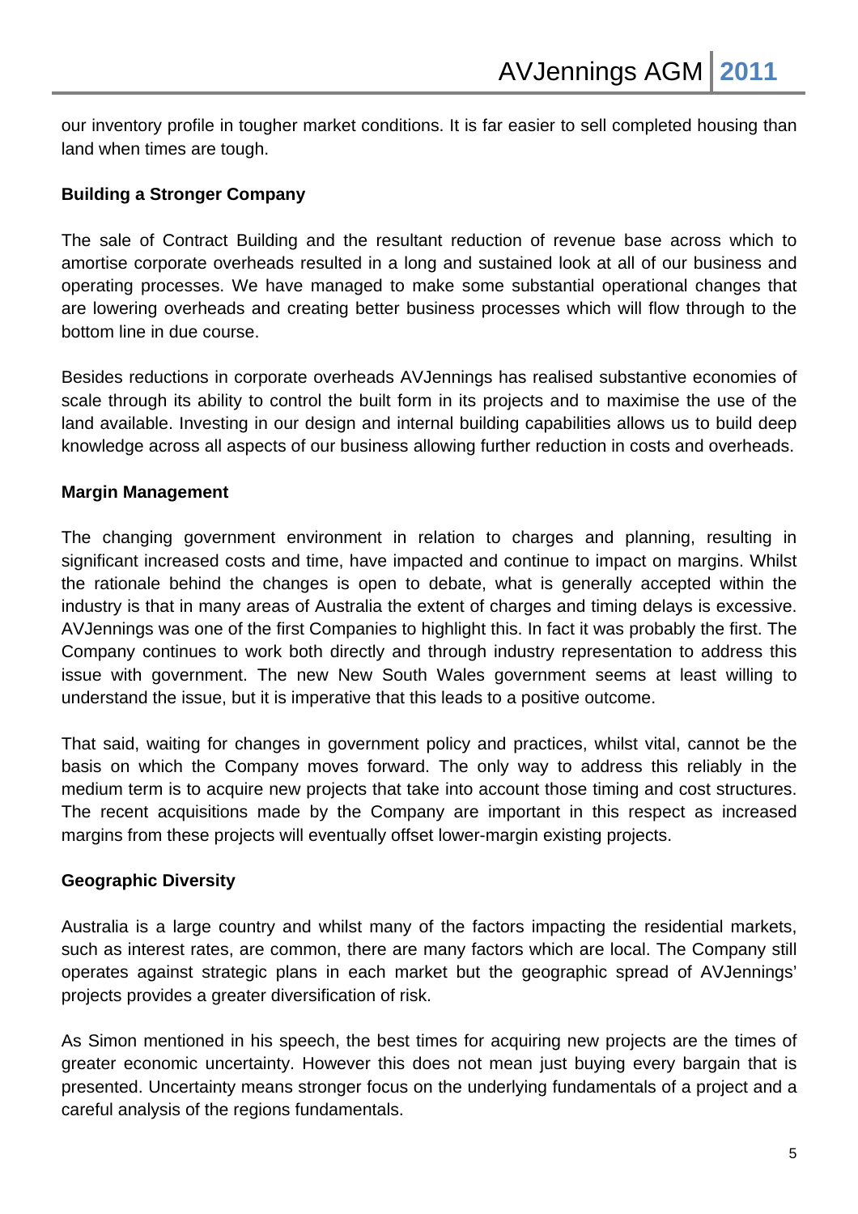our inventory profile in tougher market conditions. It is far easier to sell completed housing than land when times are tough.

**Building a Stronger Company**

The sale of Contract Building and the resultant reduction of revenue base across which to amortise corporate overheads resulted in a long and sustained look at all of our business and operating processes. We have managed to make some substantial operational changes that are lowering overheads and creating better business processes which will flow through to the bottom line in due course.

Besides reductions in corporate overheads AVJennings has realised substantive economies of scale through its ability to control the built form in its projects and to maximise the use of the land available. Investing in our design and internal building capabilities allows us to build deep knowledge across all aspects of our business allowing further reduction in costs and overheads.

**Margin Management**

The changing government environment in relation to charges and planning, resulting in significant increased costs and time, have impacted and continue to impact on margins. Whilst the rationale behind the changes is open to debate, what is generally accepted within the industry is that in many areas of Australia the extent of charges and timing delays is excessive. AVJennings was one of the first Companies to highlight this. In fact it was probably the first. The Company continues to work both directly and through industry representation to address this issue with government. The new New South Wales government seems at least willing to understand the issue, but it is imperative that this leads to a positive outcome.

That said, waiting for changes in government policy and practices, whilst vital, cannot be the basis on which the Company moves forward. The only way to address this reliably in the medium term is to acquire new projects that take into account those timing and cost structures. The recent acquisitions made by the Company are important in this respect as increased margins from these projects will eventually offset lower-margin existing projects.

**Geographic Diversity**

Australia is a large country and whilst many of the factors impacting the residential markets, such as interest rates, are common, there are many factors which are local. The Company still operates against strategic plans in each market but the geographic spread of AVJennings' projects provides a greater diversification of risk.

As Simon mentioned in his speech, the best times for acquiring new projects are the times of greater economic uncertainty. However this does not mean just buying every bargain that is presented. Uncertainty means stronger focus on the underlying fundamentals of a project and a careful analysis of the regions fundamentals.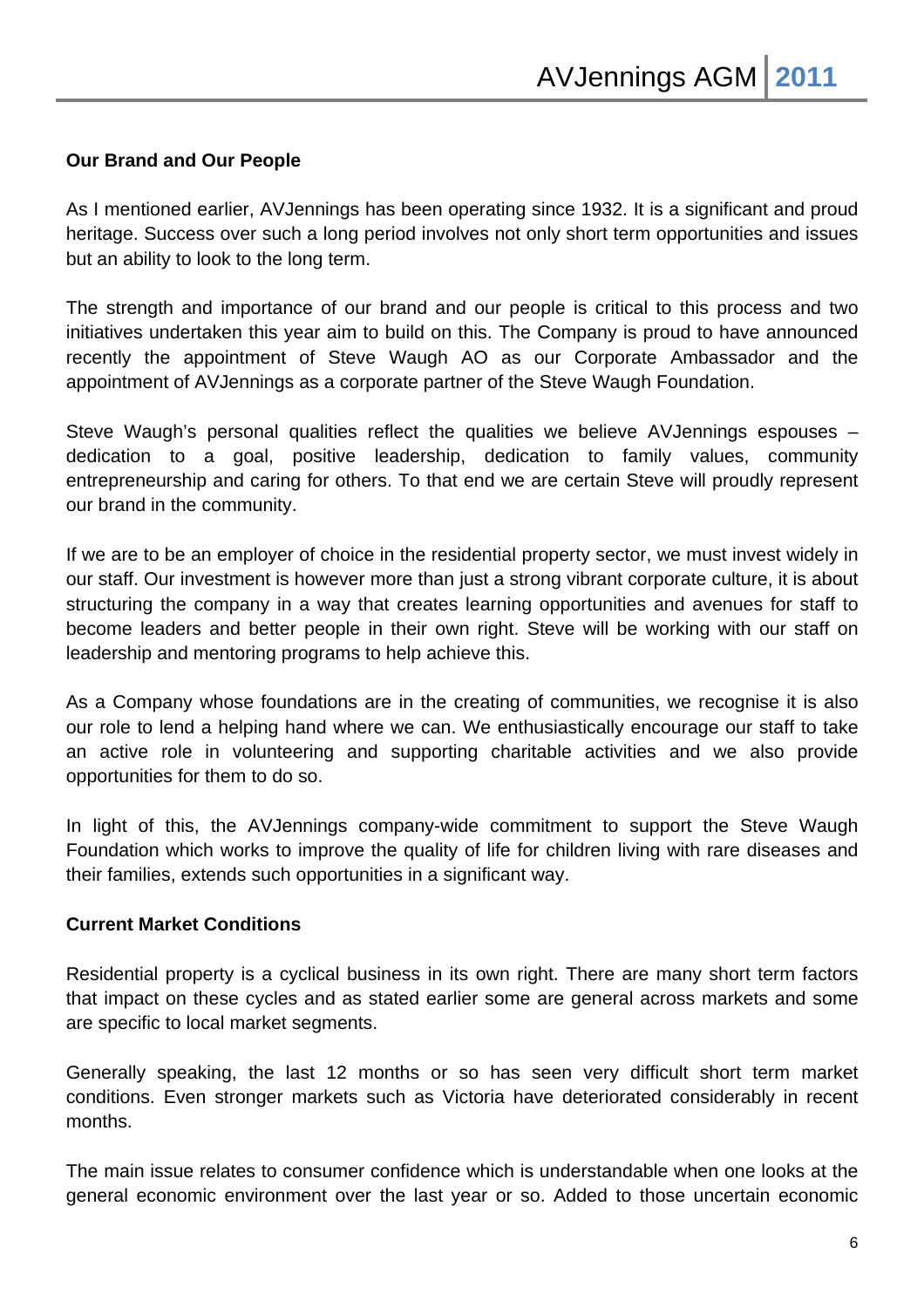## Our Brand and Our People

As I mentioned earlier, AVJennings has been operating since 1932. It is a significant and proud heritage. Success over such a long period involves not only short term opportunities and issues but an ability to look to the long term.

The strength and importance of our brand and our people is critical to this process and two initiatives undertaken this year aim to build on this. The Company is proud to have announced recently the appointment of Steve Waugh AO as our Corporate Ambassador and the appointment of AVJennings as a corporate partner of the Steve Waugh Foundation.

Steve Waugh's personal qualities reflect the qualities we believe AVJennings espouses – dedication to a goal, positive leadership, dedication to family values, community entrepreneurship and caring for others. To that end we are certain Steve will proudly represent our brand in the community.

If we are to be an employer of choice in the residential property sector, we must invest widely in our staff. Our investment is however more than just a strong vibrant corporate culture, it is about structuring the company in a way that creates learning opportunities and avenues for staff to become leaders and better people in their own right. Steve will be working with our staff on leadership and mentoring programs to help achieve this.

As a Company whose foundations are in the creating of communities, we recognise it is also our role to lend a helping hand where we can. We enthusiastically encourage our staff to take an active role in volunteering and supporting charitable activities and we also provide opportunities for them to do so.

In light of this, the AVJennings company-wide commitment to support the Steve Waugh Foundation which works to improve the quality of life for children living with rare diseases and their families, extends such opportunities in a significant way.

## Current Market Conditions

Residential property is a cyclical business in its own right. There are many short term factors that impact on these cycles and as stated earlier some are general across markets and some are specific to local market segments.

Generally speaking, the last 12 months or so has seen very difficult short term market conditions. Even stronger markets such as Victoria have deteriorated considerably in recent months.

The main issue relates to consumer confidence which is understandable when one looks at the general economic environment over the last year or so. Added to those uncertain economic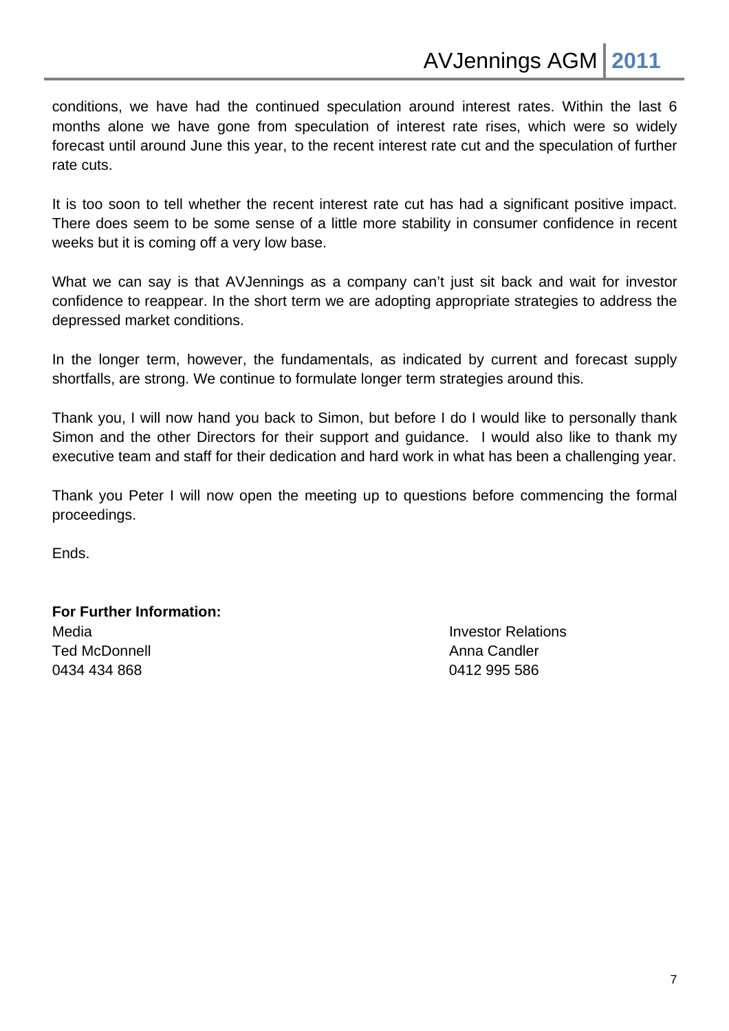conditions, we have had the continued speculation around interest rates. Within the last 6 months alone we have gone from speculation of interest rate rises, which were so widely forecast until around June this year, to the recent interest rate cut and the speculation of further rate cuts.

It is too soon to tell whether the recent interest rate cut has had a significant positive impact. There does seem to be some sense of a little more stability in consumer confidence in recent weeks but it is coming off a very low base.

What we can say is that AVJennings as a company can't just sit back and wait for investor confidence to reappear. In the short term we are adopting appropriate strategies to address the depressed market conditions.

In the longer term, however, the fundamentals, as indicated by current and forecast supply shortfalls, are strong. We continue to formulate longer term strategies around this.

Thank you, I will now hand you back to Simon, but before I do I would like to personally thank Simon and the other Directors for their support and guidance. I would also like to thank my executive team and staff for their dedication and hard work in what has been a challenging year.

Thank you Peter I will now open the meeting up to questions before commencing the formal proceedings.

Ends.

**For Further Information:**

Media
Ted McDonnell
0434 434 868

Investor Relations
Anna Candler
0412 995 586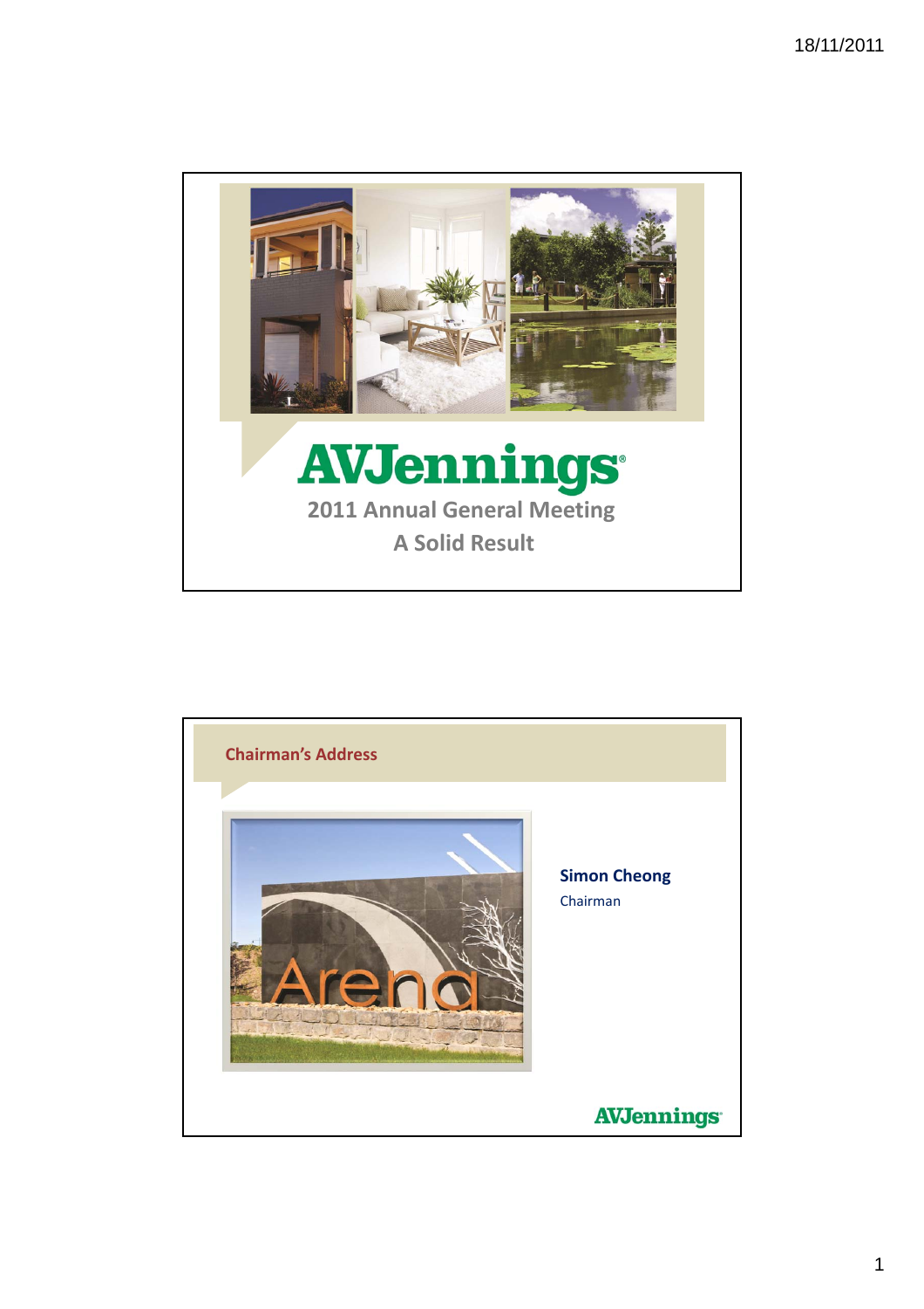# AVJennings

## 2011 Annual General Meeting

## A Solid Result

## Chairman's Address

**Simon Cheong**

Chairman

AVJennings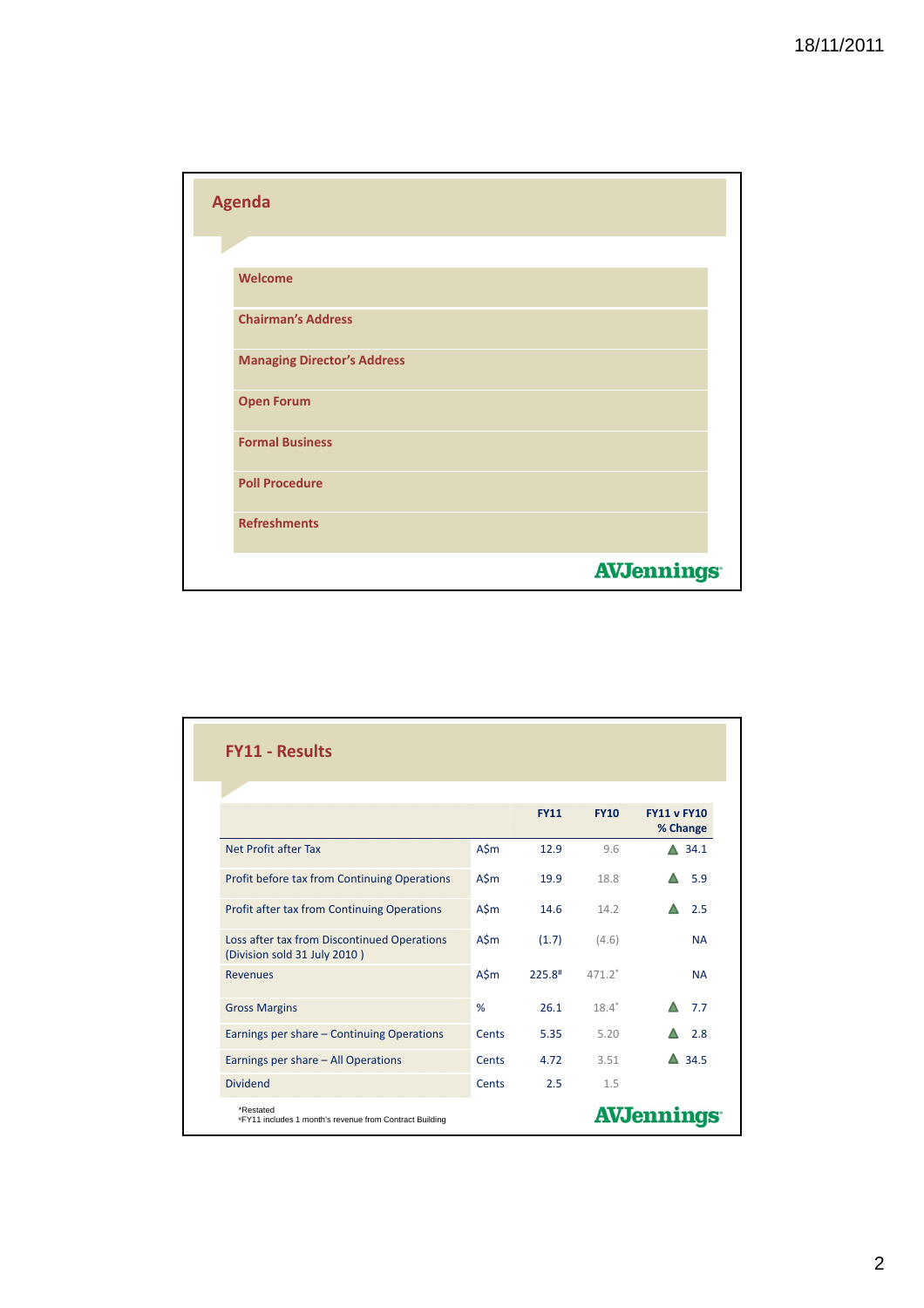## Agenda

- Welcome
- Chairman's Address
- Managing Director's Address
- Open Forum
- Formal Business
- Poll Procedure
- Refreshments

AVJennings

## FY11 - Results

| | | FY11 | FY10 | FY11 v FY10 % Change |
|---|---|---|---|---|
| Net Profit after Tax | A$m | 12.9 | 9.6 | ▲ 34.1 |
| Profit before tax from Continuing Operations | A$m | 19.9 | 18.8 | ▲ 5.9 |
| Profit after tax from Continuing Operations | A$m | 14.6 | 14.2 | ▲ 2.5 |
| Loss after tax from Discontinued Operations (Division sold 31 July 2010 ) | A$m | (1.7) | (4.6) | NA |
| Revenues | A$m | 225.8# | 471.2* | NA |
| Gross Margins | % | 26.1 | 18.4* | ▲ 7.7 |
| Earnings per share – Continuing Operations | Cents | 5.35 | 5.20 | ▲ 2.8 |
| Earnings per share – All Operations | Cents | 4.72 | 3.51 | ▲ 34.5 |
| Dividend | Cents | 2.5 | 1.5 | |

*Restated
#FY11 includes 1 month's revenue from Contract Building

AVJennings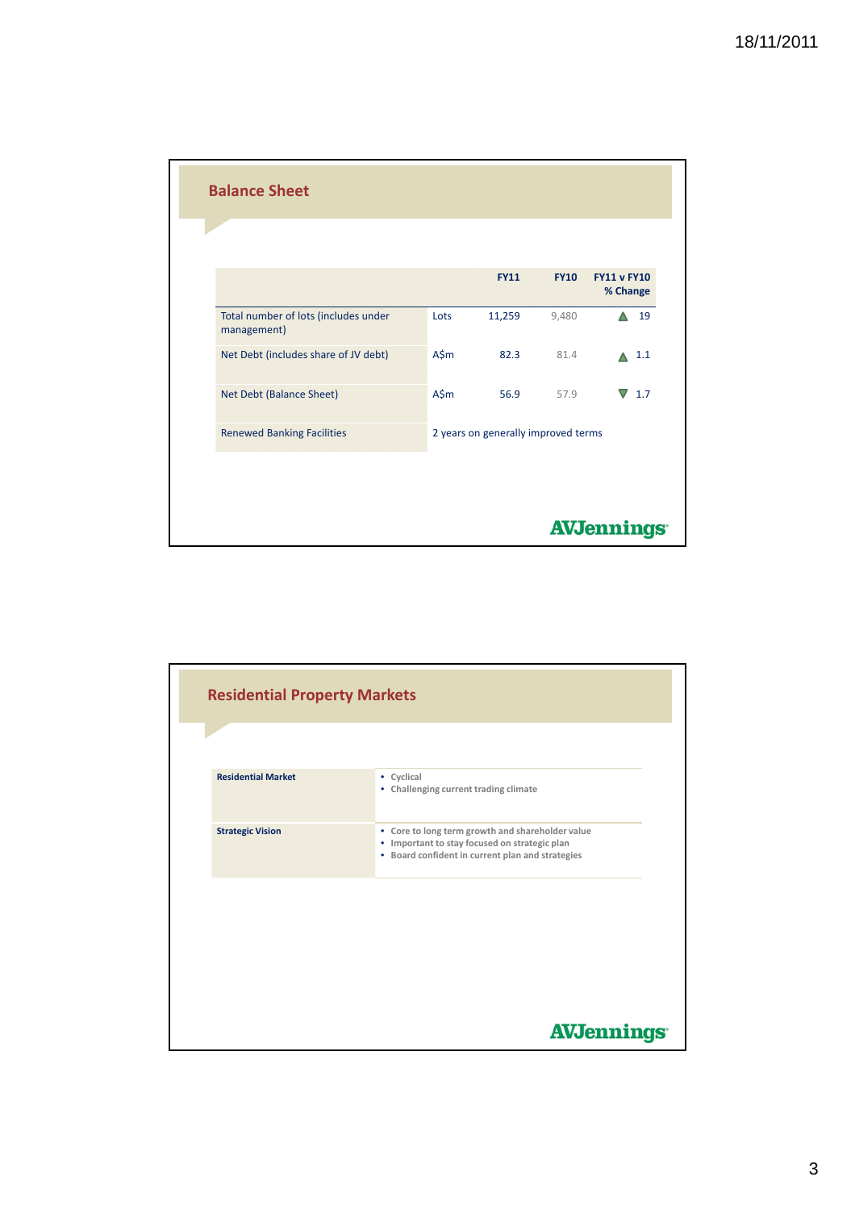## Balance Sheet

| | | FY11 | FY10 | FY11 v FY10 % Change |
|---|---|---|---|---|
| Total number of lots (includes under management) | Lots | 11,259 | 9,480 | ▲ 19 |
| Net Debt (includes share of JV debt) | A$m | 82.3 | 81.4 | ▲ 1.1 |
| Net Debt (Balance Sheet) | A$m | 56.9 | 57.9 | ▼ 1.7 |
| Renewed Banking Facilities | 2 years on generally improved terms | | | |

AVJennings

## Residential Property Markets

| | |
|---|---|
| **Residential Market** | • Cyclical<br>• Challenging current trading climate |
| **Strategic Vision** | • Core to long term growth and shareholder value<br>• Important to stay focused on strategic plan<br>• Board confident in current plan and strategies |

AVJennings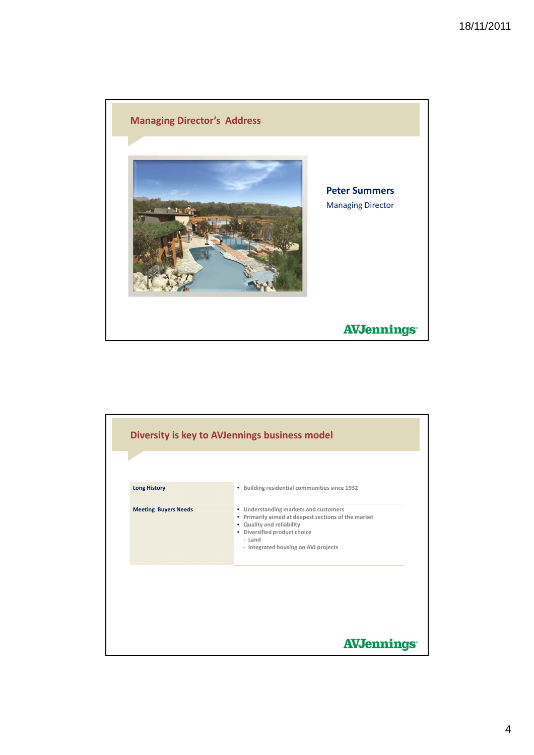## Managing Director's Address

**Peter Summers**
Managing Director

AVJennings

## Diversity is key to AVJennings business model

| | |
|---|---|
| **Long History** | • Building residential communities since 1932 |
| **Meeting Buyers Needs** | • Understanding markets and customers<br>• Primarily aimed at deepest sections of the market<br>• Quality and reliability<br>• Diversified product choice<br>- Land<br>- Integrated housing on AVJ projects |

AVJennings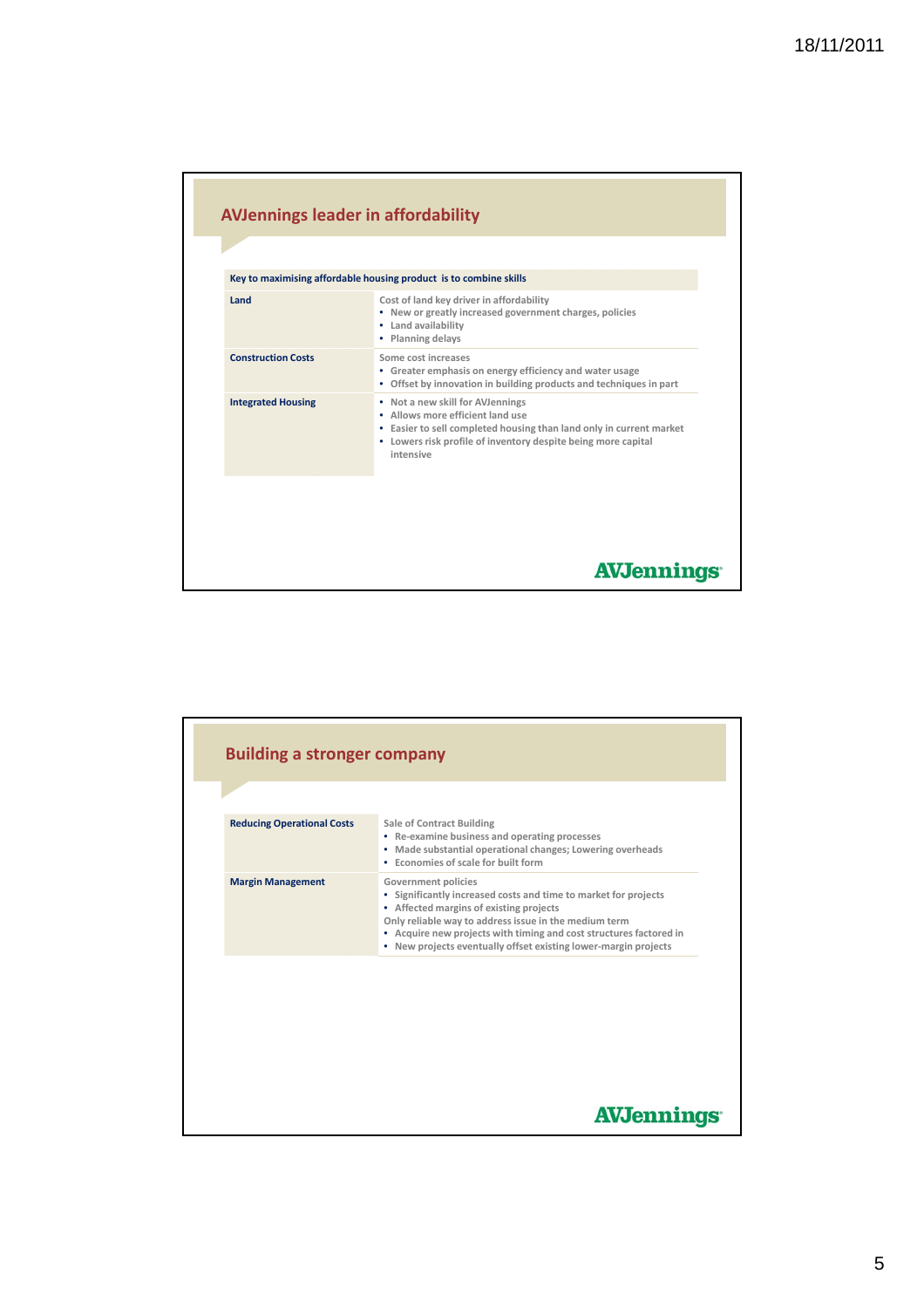## AVJennings leader in affordability

| Key to maximising affordable housing product is to combine skills | |
|---|---|
| **Land** | Cost of land key driver in affordability<br>• New or greatly increased government charges, policies<br>• Land availability<br>• Planning delays |
| **Construction Costs** | Some cost increases<br>• Greater emphasis on energy efficiency and water usage<br>• Offset by innovation in building products and techniques in part |
| **Integrated Housing** | • Not a new skill for AVJennings<br>• Allows more efficient land use<br>• Easier to sell completed housing than land only in current market<br>• Lowers risk profile of inventory despite being more capital intensive |

AVJennings

## Building a stronger company

| | |
|---|---|
| **Reducing Operational Costs** | Sale of Contract Building<br>• Re-examine business and operating processes<br>• Made substantial operational changes; Lowering overheads<br>• Economies of scale for built form |
| **Margin Management** | Government policies<br>• Significantly increased costs and time to market for projects<br>• Affected margins of existing projects<br>Only reliable way to address issue in the medium term<br>• Acquire new projects with timing and cost structures factored in<br>• New projects eventually offset existing lower-margin projects |

AVJennings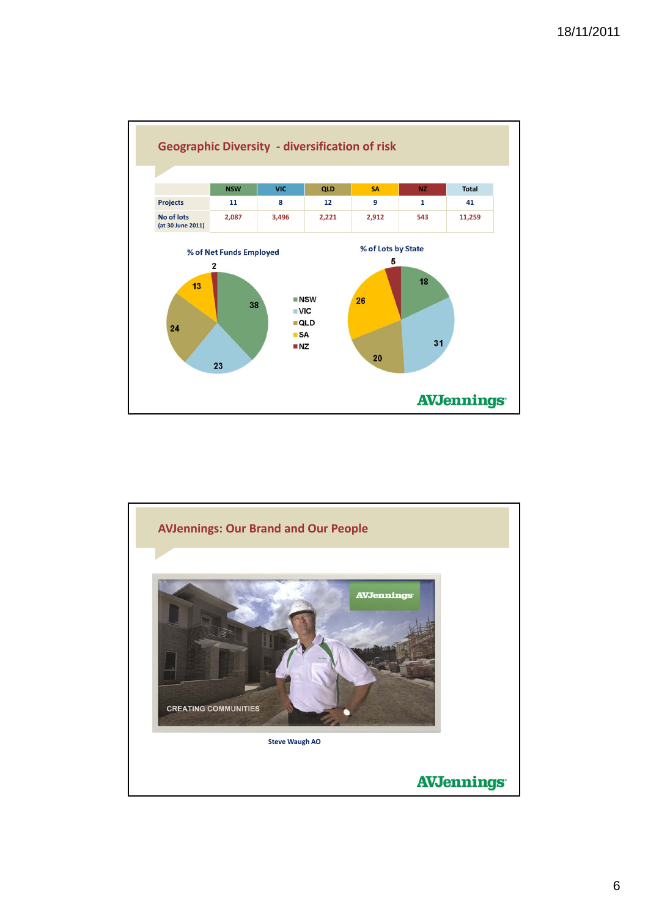## Geographic Diversity - diversification of risk

| | NSW | VIC | QLD | SA | NZ | Total |
|---|---|---|---|---|---|---|
| Projects | 11 | 8 | 12 | 9 | 1 | 41 |
| No of lots (at 30 June 2011) | 2,087 | 3,496 | 2,221 | 2,912 | 543 | 11,259 |

% of Net Funds Employed

| State | % |
|---|---|
| NSW | 38 |
| VIC | 23 |
| QLD | 24 |
| SA | 13 |
| NZ | 2 |

% of Lots by State

| State | % |
|---|---|
| NSW | 18 |
| VIC | 31 |
| QLD | 20 |
| SA | 26 |
| NZ | 5 |

AVJennings

## AVJennings: Our Brand and Our People

Steve Waugh AO

AVJennings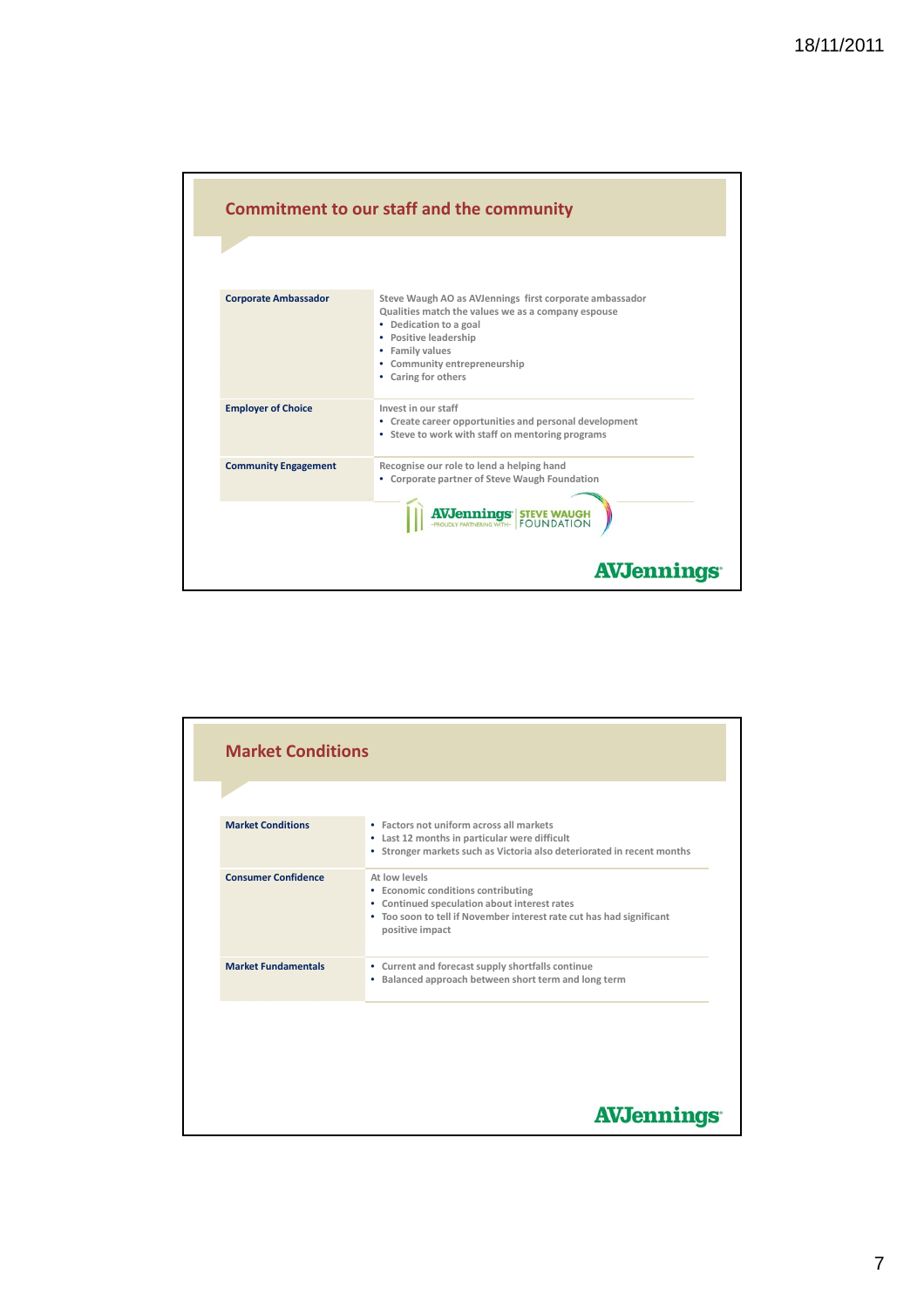## Commitment to our staff and the community

| | |
|---|---|
| **Corporate Ambassador** | Steve Waugh AO as AVJennings first corporate ambassador<br>Qualities match the values we as a company espouse<br>• Dedication to a goal<br>• Positive leadership<br>• Family values<br>• Community entrepreneurship<br>• Caring for others |
| **Employer of Choice** | Invest in our staff<br>• Create career opportunities and personal development<br>• Steve to work with staff on mentoring programs |
| **Community Engagement** | Recognise our role to lend a helping hand<br>• Corporate partner of Steve Waugh Foundation |

AVJennings –PROUDLY PARTNERING WITH– STEVE WAUGH FOUNDATION

AVJennings

## Market Conditions

| | |
|---|---|
| **Market Conditions** | • Factors not uniform across all markets<br>• Last 12 months in particular were difficult<br>• Stronger markets such as Victoria also deteriorated in recent months |
| **Consumer Confidence** | At low levels<br>• Economic conditions contributing<br>• Continued speculation about interest rates<br>• Too soon to tell if November interest rate cut has had significant positive impact |
| **Market Fundamentals** | • Current and forecast supply shortfalls continue<br>• Balanced approach between short term and long term |

AVJennings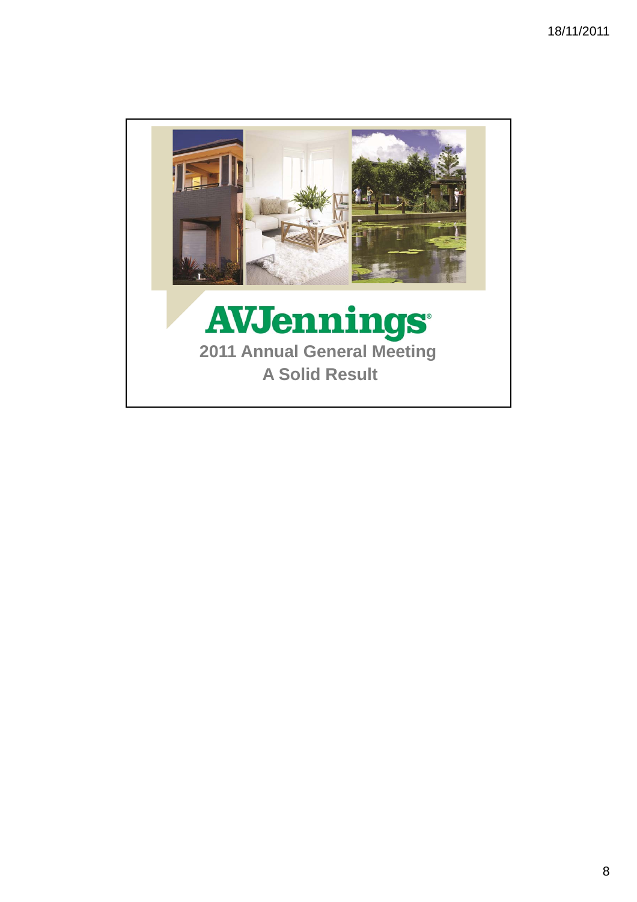AVJennings®

2011 Annual General Meeting

A Solid Result